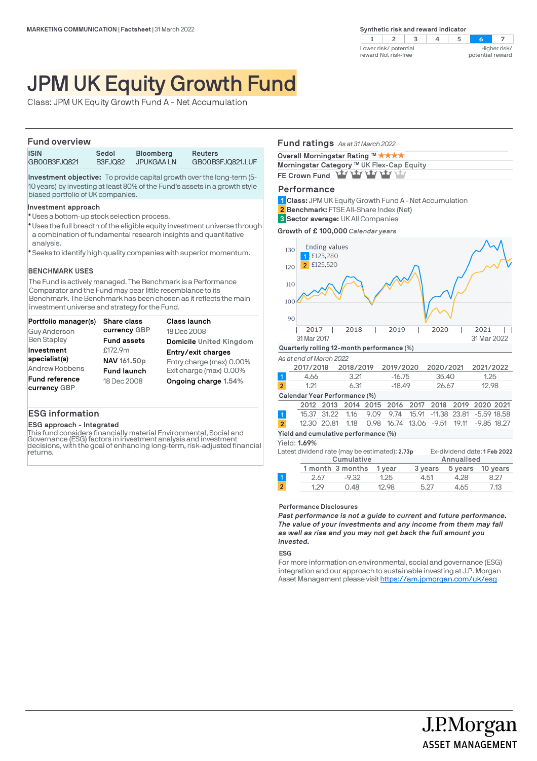MARKETING COMMUNICATION | Factsheet | 31 March 2022

Synthetic risk and reward indicator

| 1 | 2 | 3 | 4 | 5 | 6 | 7 |
|---|---|---|---|---|---|---|

Lower risk/ potential reward Not risk-free — Higher risk/ potential reward

# JPM UK Equity Growth Fund

Class: JPM UK Equity Growth Fund A - Net Accumulation

## Fund overview

| ISIN | Sedol | Bloomberg | Reuters |
|---|---|---|---|
| GB00B3FJQ821 | B3FJQ82 | JPUKGAA LN | GB00B3FJQ821.LUF |

**Investment objective:** To provide capital growth over the long-term (5-10 years) by investing at least 80% of the Fund's assets in a growth style biased portfolio of UK companies.

**Investment approach**

- Uses a bottom-up stock selection process.
- Uses the full breadth of the eligible equity investment universe through a combination of fundamental research insights and quantitative analysis.
- Seeks to identify high quality companies with superior momentum.

**BENCHMARK USES**

The Fund is actively managed. The Benchmark is a Performance Comparator and the Fund may bear little resemblance to its Benchmark. The Benchmark has been chosen as it reflects the main investment universe and strategy for the Fund.

**Portfolio manager(s)**
Guy Anderson
Ben Stapley

**Investment specialist(s)**
Andrew Robbens

**Fund reference currency** GBP

**Share class currency** GBP

**Fund assets**
£172.9m

**NAV** 161.50p

**Fund launch**
18 Dec 2008

**Class launch**
18 Dec 2008

**Domicile** United Kingdom

**Entry/exit charges**
Entry charge (max) 0.00%
Exit charge (max) 0.00%

**Ongoing charge** 1.54%

## ESG information

**ESG approach - Integrated**

This fund considers financially material Environmental, Social and Governance (ESG) factors in investment analysis and investment decisions, with the goal of enhancing long-term, risk-adjusted financial returns.

## Fund ratings *As at 31 March 2022*

**Overall Morningstar Rating ™** ★★★★

**Morningstar Category ™** UK Flex-Cap Equity

**FE Crown Fund** 4 crowns (out of 5)

## Performance

1 **Class:** JPM UK Equity Growth Fund A - Net Accumulation
2 **Benchmark:** FTSE All-Share Index (Net)
3 **Sector average:** UK All Companies

**Growth of £ 100,000** *Calendar years*

Ending values
1 £123,280
2 £125,520

31 Mar 2017 — 31 Mar 2022

**Quarterly rolling 12-month performance (%)**

*As at end of March 2022*

| | 2017/2018 | 2018/2019 | 2019/2020 | 2020/2021 | 2021/2022 |
|---|---|---|---|---|---|
| 1 | 4.66 | 3.21 | -16.75 | 35.40 | 1.25 |
| 2 | 1.21 | 6.31 | -18.49 | 26.67 | 12.98 |

**Calendar Year Performance (%)**

| | 2012 | 2013 | 2014 | 2015 | 2016 | 2017 | 2018 | 2019 | 2020 | 2021 |
|---|---|---|---|---|---|---|---|---|---|---|
| 1 | 15.37 | 31.22 | 1.16 | 9.09 | 9.74 | 15.91 | -11.38 | 23.81 | -5.59 | 18.58 |
| 2 | 12.30 | 20.81 | 1.18 | 0.98 | 16.74 | 13.06 | -9.51 | 19.11 | -9.85 | 18.27 |

**Yield and cumulative performance (%)**

Yield: **1.69%**

Latest dividend rate (may be estimated): **2.73p** Ex-dividend date: **1 Feb 2022**

| | Cumulative | | | Annualised | | |
|---|---|---|---|---|---|---|
| | 1 month | 3 months | 1 year | 3 years | 5 years | 10 years |
| 1 | 2.67 | -9.32 | 1.25 | 4.51 | 4.28 | 8.27 |
| 2 | 1.29 | 0.48 | 12.98 | 5.27 | 4.65 | 7.13 |

**Performance Disclosures**

***Past performance is not a guide to current and future performance. The value of your investments and any income from them may fall as well as rise and you may not get back the full amount you invested.***

**ESG**

For more information on environmental, social and governance (ESG) integration and our approach to sustainable investing at J.P. Morgan Asset Management please visit https://am.jpmorgan.com/uk/esg

J.P.Morgan ASSET MANAGEMENT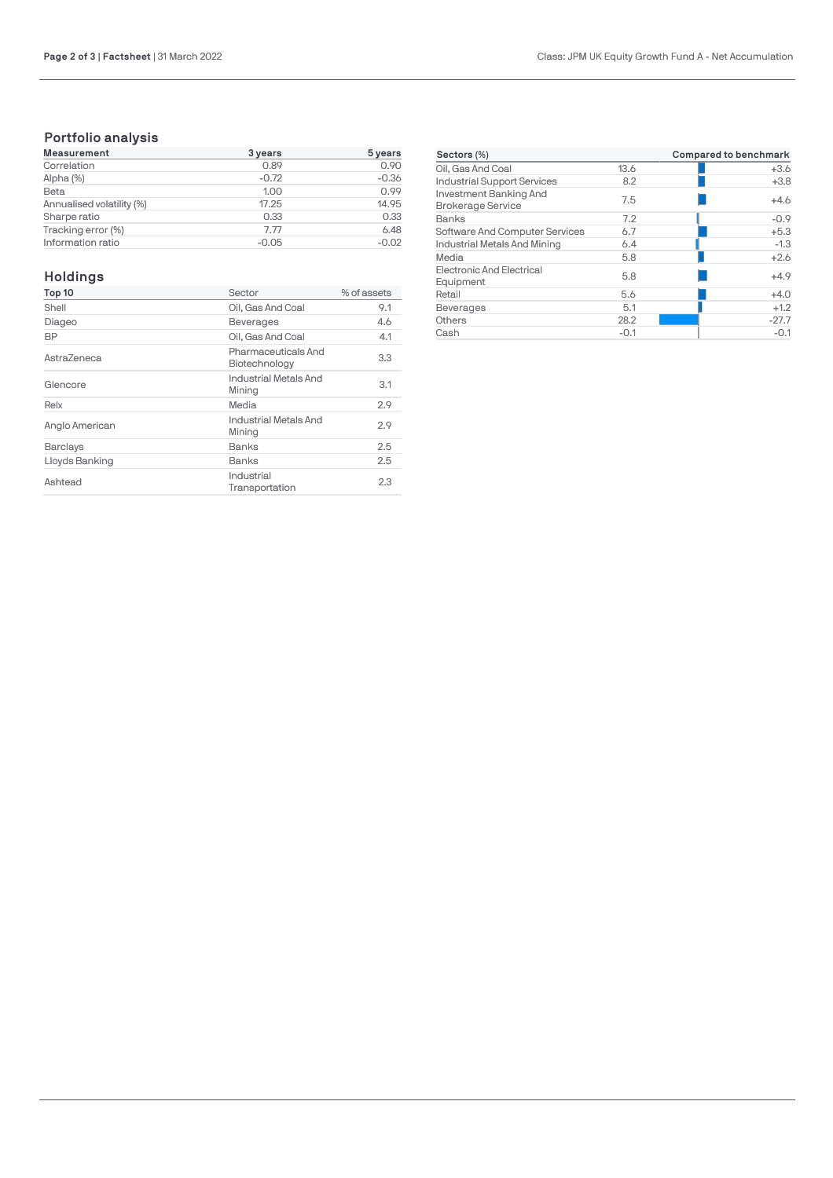## Portfolio analysis

| Measurement | 3 years | 5 years |
|---|---|---|
| Correlation | 0.89 | 0.90 |
| Alpha (%) | -0.72 | -0.36 |
| Beta | 1.00 | 0.99 |
| Annualised volatility (%) | 17.25 | 14.95 |
| Sharpe ratio | 0.33 | 0.33 |
| Tracking error (%) | 7.77 | 6.48 |
| Information ratio | -0.05 | -0.02 |

## Holdings

| Top 10 | Sector | % of assets |
|---|---|---|
| Shell | Oil, Gas And Coal | 9.1 |
| Diageo | Beverages | 4.6 |
| BP | Oil, Gas And Coal | 4.1 |
| AstraZeneca | Pharmaceuticals And Biotechnology | 3.3 |
| Glencore | Industrial Metals And Mining | 3.1 |
| Relx | Media | 2.9 |
| Anglo American | Industrial Metals And Mining | 2.9 |
| Barclays | Banks | 2.5 |
| Lloyds Banking | Banks | 2.5 |
| Ashtead | Industrial Transportation | 2.3 |

| Sectors (%) | | Compared to benchmark |
|---|---|---|
| Oil, Gas And Coal | 13.6 | +3.6 |
| Industrial Support Services | 8.2 | +3.8 |
| Investment Banking And Brokerage Service | 7.5 | +4.6 |
| Banks | 7.2 | -0.9 |
| Software And Computer Services | 6.7 | +5.3 |
| Industrial Metals And Mining | 6.4 | -1.3 |
| Media | 5.8 | +2.6 |
| Electronic And Electrical Equipment | 5.8 | +4.9 |
| Retail | 5.6 | +4.0 |
| Beverages | 5.1 | +1.2 |
| Others | 28.2 | -27.7 |
| Cash | -0.1 | -0.1 |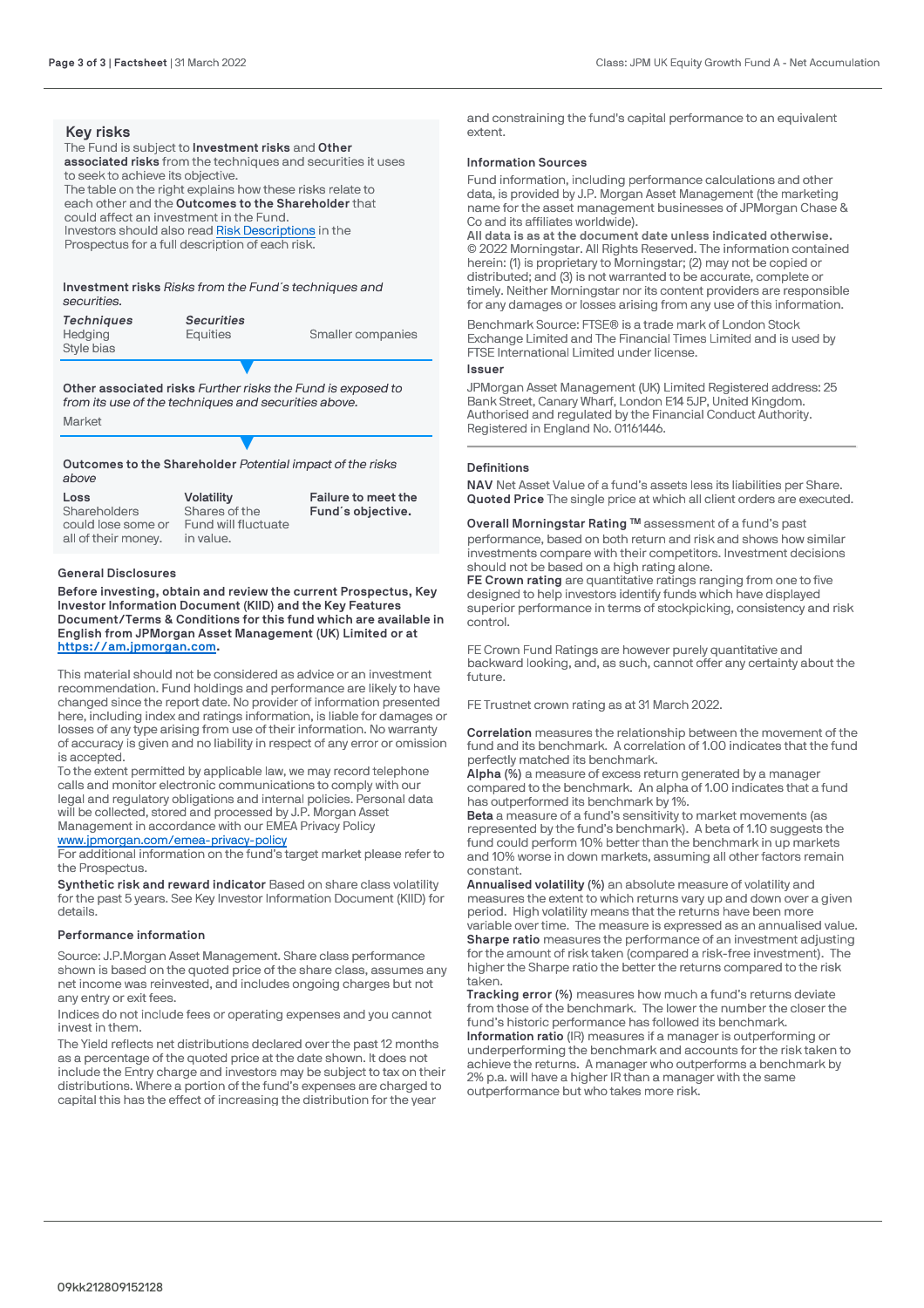## Key risks

The Fund is subject to **Investment risks** and **Other associated risks** from the techniques and securities it uses to seek to achieve its objective.
The table on the right explains how these risks relate to each other and the **Outcomes to the Shareholder** that could affect an investment in the Fund.
Investors should also read Risk Descriptions in the Prospectus for a full description of each risk.

**Investment risks** *Risks from the Fund´s techniques and securities.*

| *Techniques* | *Securities* | |
|---|---|---|
| Hedging | Equities | Smaller companies |
| Style bias | | |

**Other associated risks** *Further risks the Fund is exposed to from its use of the techniques and securities above.*

Market

**Outcomes to the Shareholder** *Potential impact of the risks above*

| **Loss** | **Volatility** | **Failure to meet the Fund´s objective.** |
|---|---|---|
| Shareholders could lose some or all of their money. | Shares of the Fund will fluctuate in value. | |

### General Disclosures

**Before investing, obtain and review the current Prospectus, Key Investor Information Document (KIID) and the Key Features Document/Terms & Conditions for this fund which are available in English from JPMorgan Asset Management (UK) Limited or at https://am.jpmorgan.com.**

This material should not be considered as advice or an investment recommendation. Fund holdings and performance are likely to have changed since the report date. No provider of information presented here, including index and ratings information, is liable for damages or losses of any type arising from use of their information. No warranty of accuracy is given and no liability in respect of any error or omission is accepted.
To the extent permitted by applicable law, we may record telephone calls and monitor electronic communications to comply with our legal and regulatory obligations and internal policies. Personal data will be collected, stored and processed by J.P. Morgan Asset Management in accordance with our EMEA Privacy Policy www.jpmorgan.com/emea-privacy-policy
For additional information on the fund's target market please refer to the Prospectus.

**Synthetic risk and reward indicator** Based on share class volatility for the past 5 years. See Key Investor Information Document (KIID) for details.

### Performance information

Source: J.P.Morgan Asset Management. Share class performance shown is based on the quoted price of the share class, assumes any net income was reinvested, and includes ongoing charges but not any entry or exit fees.

Indices do not include fees or operating expenses and you cannot invest in them.

The Yield reflects net distributions declared over the past 12 months as a percentage of the quoted price at the date shown. It does not include the Entry charge and investors may be subject to tax on their distributions. Where a portion of the fund's expenses are charged to capital this has the effect of increasing the distribution for the year and constraining the fund's capital performance to an equivalent extent.

### Information Sources

Fund information, including performance calculations and other data, is provided by J.P. Morgan Asset Management (the marketing name for the asset management businesses of JPMorgan Chase & Co and its affiliates worldwide).
**All data is as at the document date unless indicated otherwise.**
© 2022 Morningstar. All Rights Reserved. The information contained herein: (1) is proprietary to Morningstar; (2) may not be copied or distributed; and (3) is not warranted to be accurate, complete or timely. Neither Morningstar nor its content providers are responsible for any damages or losses arising from any use of this information.

Benchmark Source: FTSE® is a trade mark of London Stock Exchange Limited and The Financial Times Limited and is used by FTSE International Limited under license.

### Issuer

JPMorgan Asset Management (UK) Limited Registered address: 25 Bank Street, Canary Wharf, London E14 5JP, United Kingdom. Authorised and regulated by the Financial Conduct Authority. Registered in England No. 01161446.

### Definitions

**NAV** Net Asset Value of a fund's assets less its liabilities per Share.
**Quoted Price** The single price at which all client orders are executed.

**Overall Morningstar Rating ™** assessment of a fund's past performance, based on both return and risk and shows how similar investments compare with their competitors. Investment decisions should not be based on a high rating alone.
**FE Crown rating** are quantitative ratings ranging from one to five designed to help investors identify funds which have displayed superior performance in terms of stockpicking, consistency and risk control.

FE Crown Fund Ratings are however purely quantitative and backward looking, and, as such, cannot offer any certainty about the future.

FE Trustnet crown rating as at 31 March 2022.

**Correlation** measures the relationship between the movement of the fund and its benchmark. A correlation of 1.00 indicates that the fund perfectly matched its benchmark.
**Alpha (%)** a measure of excess return generated by a manager compared to the benchmark. An alpha of 1.00 indicates that a fund has outperformed its benchmark by 1%.
**Beta** a measure of a fund's sensitivity to market movements (as represented by the fund's benchmark). A beta of 1.10 suggests the fund could perform 10% better than the benchmark in up markets and 10% worse in down markets, assuming all other factors remain constant.
**Annualised volatility (%)** an absolute measure of volatility and measures the extent to which returns vary up and down over a given period. High volatility means that the returns have been more variable over time. The measure is expressed as an annualised value.
**Sharpe ratio** measures the performance of an investment adjusting for the amount of risk taken (compared a risk-free investment). The higher the Sharpe ratio the better the returns compared to the risk taken.
**Tracking error (%)** measures how much a fund's returns deviate from those of the benchmark. The lower the number the closer the fund's historic performance has followed its benchmark.
**Information ratio** (IR) measures if a manager is outperforming or underperforming the benchmark and accounts for the risk taken to achieve the returns. A manager who outperforms a benchmark by 2% p.a. will have a higher IR than a manager with the same outperformance but who takes more risk.

09kk212809152128